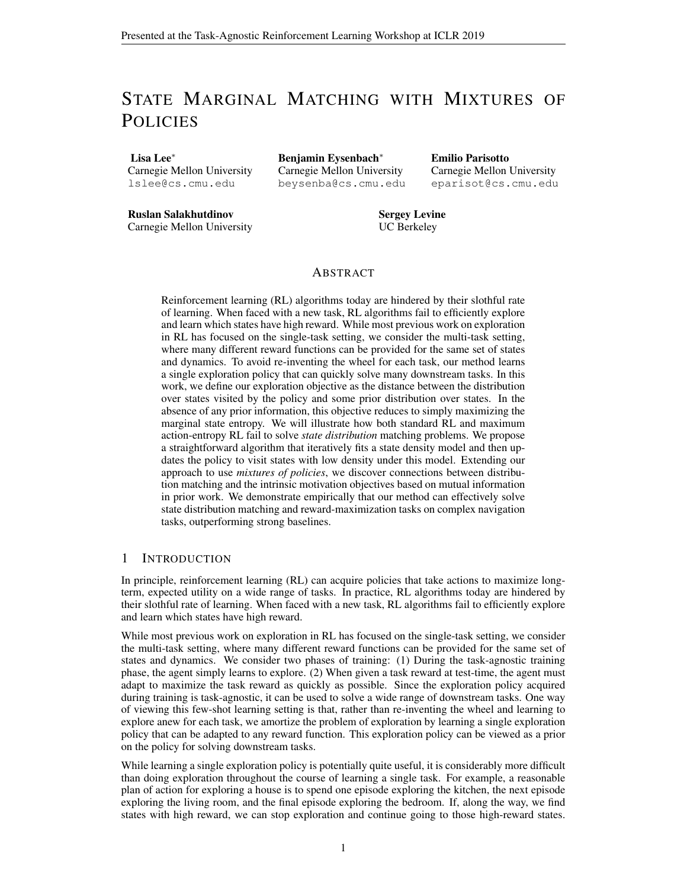# State Marginal Matching with Mixtures of Policies

**Lisa Lee**[*]
Carnegie Mellon University
lslee@cs.cmu.edu

**Benjamin Eysenbach**[*]
Carnegie Mellon University
beysenba@cs.cmu.edu

**Emilio Parisotto**
Carnegie Mellon University
eparisot@cs.cmu.edu

**Ruslan Salakhutdinov**
Carnegie Mellon University

**Sergey Levine**
UC Berkeley

## Abstract

Reinforcement learning (RL) algorithms today are hindered by their slothful rate of learning. When faced with a new task, RL algorithms fail to efficiently explore and learn which states have high reward. While most previous work on exploration in RL has focused on the single-task setting, we consider the multi-task setting, where many different reward functions can be provided for the same set of states and dynamics. To avoid re-inventing the wheel for each task, our method learns a single exploration policy that can quickly solve many downstream tasks. In this work, we define our exploration objective as the distance between the distribution over states visited by the policy and some prior distribution over states. In the absence of any prior information, this objective reduces to simply maximizing the marginal state entropy. We will illustrate how both standard RL and maximum action-entropy RL fail to solve *state distribution* matching problems. We propose a straightforward algorithm that iteratively fits a state density model and then updates the policy to visit states with low density under this model. Extending our approach to use *mixtures of policies*, we discover connections between distribution matching and the intrinsic motivation objectives based on mutual information in prior work. We demonstrate empirically that our method can effectively solve state distribution matching and reward-maximization tasks on complex navigation tasks, outperforming strong baselines.

## 1 Introduction

In principle, reinforcement learning (RL) can acquire policies that take actions to maximize long-term, expected utility on a wide range of tasks. In practice, RL algorithms today are hindered by their slothful rate of learning. When faced with a new task, RL algorithms fail to efficiently explore and learn which states have high reward.

While most previous work on exploration in RL has focused on the single-task setting, we consider the multi-task setting, where many different reward functions can be provided for the same set of states and dynamics. We consider two phases of training: (1) During the task-agnostic training phase, the agent simply learns to explore. (2) When given a task reward at test-time, the agent must adapt to maximize the task reward as quickly as possible. Since the exploration policy acquired during training is task-agnostic, it can be used to solve a wide range of downstream tasks. One way of viewing this few-shot learning setting is that, rather than re-inventing the wheel and learning to explore anew for each task, we amortize the problem of exploration by learning a single exploration policy that can be adapted to any reward function. This exploration policy can be viewed as a prior on the policy for solving downstream tasks.

While learning a single exploration policy is potentially quite useful, it is considerably more difficult than doing exploration throughout the course of learning a single task. For example, a reasonable plan of action for exploring a house is to spend one episode exploring the kitchen, the next episode exploring the living room, and the final episode exploring the bedroom. If, along the way, we find states with high reward, we can stop exploration and continue going to those high-reward states.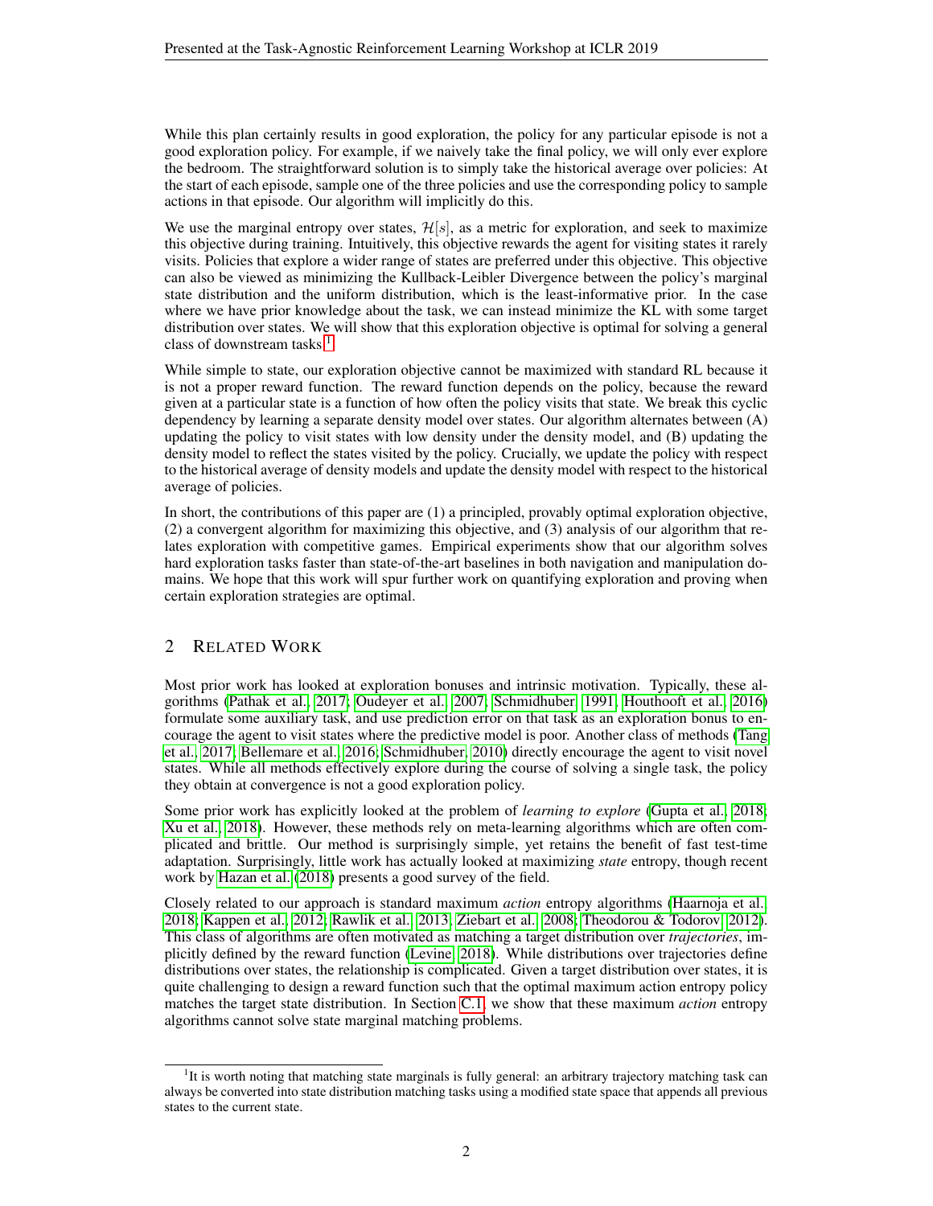While this plan certainly results in good exploration, the policy for any particular episode is not a good exploration policy. For example, if we naively take the final policy, we will only ever explore the bedroom. The straightforward solution is to simply take the historical average over policies: At the start of each episode, sample one of the three policies and use the corresponding policy to sample actions in that episode. Our algorithm will implicitly do this.

We use the marginal entropy over states, $\mathcal{H}[s]$, as a metric for exploration, and seek to maximize this objective during training. Intuitively, this objective rewards the agent for visiting states it rarely visits. Policies that explore a wider range of states are preferred under this objective. This objective can also be viewed as minimizing the Kullback-Leibler Divergence between the policy's marginal state distribution and the uniform distribution, which is the least-informative prior. In the case where we have prior knowledge about the task, we can instead minimize the KL with some target distribution over states. We will show that this exploration objective is optimal for solving a general class of downstream tasks.[1]

While simple to state, our exploration objective cannot be maximized with standard RL because it is not a proper reward function. The reward function depends on the policy, because the reward given at a particular state is a function of how often the policy visits that state. We break this cyclic dependency by learning a separate density model over states. Our algorithm alternates between (A) updating the policy to visit states with low density under the density model, and (B) updating the density model to reflect the states visited by the policy. Crucially, we update the policy with respect to the historical average of density models and update the density model with respect to the historical average of policies.

In short, the contributions of this paper are (1) a principled, provably optimal exploration objective, (2) a convergent algorithm for maximizing this objective, and (3) analysis of our algorithm that relates exploration with competitive games. Empirical experiments show that our algorithm solves hard exploration tasks faster than state-of-the-art baselines in both navigation and manipulation domains. We hope that this work will spur further work on quantifying exploration and proving when certain exploration strategies are optimal.

## 2 Related Work

Most prior work has looked at exploration bonuses and intrinsic motivation. Typically, these algorithms (Pathak et al., 2017; Oudeyer et al., 2007; Schmidhuber, 1991; Houthooft et al., 2016) formulate some auxiliary task, and use prediction error on that task as an exploration bonus to encourage the agent to visit states where the predictive model is poor. Another class of methods (Tang et al., 2017; Bellemare et al., 2016; Schmidhuber, 2010) directly encourage the agent to visit novel states. While all methods effectively explore during the course of solving a single task, the policy they obtain at convergence is not a good exploration policy.

Some prior work has explicitly looked at the problem of *learning to explore* (Gupta et al., 2018; Xu et al., 2018). However, these methods rely on meta-learning algorithms which are often complicated and brittle. Our method is surprisingly simple, yet retains the benefit of fast test-time adaptation. Surprisingly, little work has actually looked at maximizing *state* entropy, though recent work by Hazan et al. (2018) presents a good survey of the field.

Closely related to our approach is standard maximum *action* entropy algorithms (Haarnoja et al., 2018; Kappen et al., 2012; Rawlik et al., 2013; Ziebart et al., 2008; Theodorou & Todorov, 2012). This class of algorithms are often motivated as matching a target distribution over *trajectories*, implicitly defined by the reward function (Levine, 2018). While distributions over trajectories define distributions over states, the relationship is complicated. Given a target distribution over states, it is quite challenging to design a reward function such that the optimal maximum action entropy policy matches the target state distribution. In Section C.1, we show that these maximum *action* entropy algorithms cannot solve state marginal matching problems.

[1] It is worth noting that matching state marginals is fully general: an arbitrary trajectory matching task can always be converted into state distribution matching tasks using a modified state space that appends all previous states to the current state.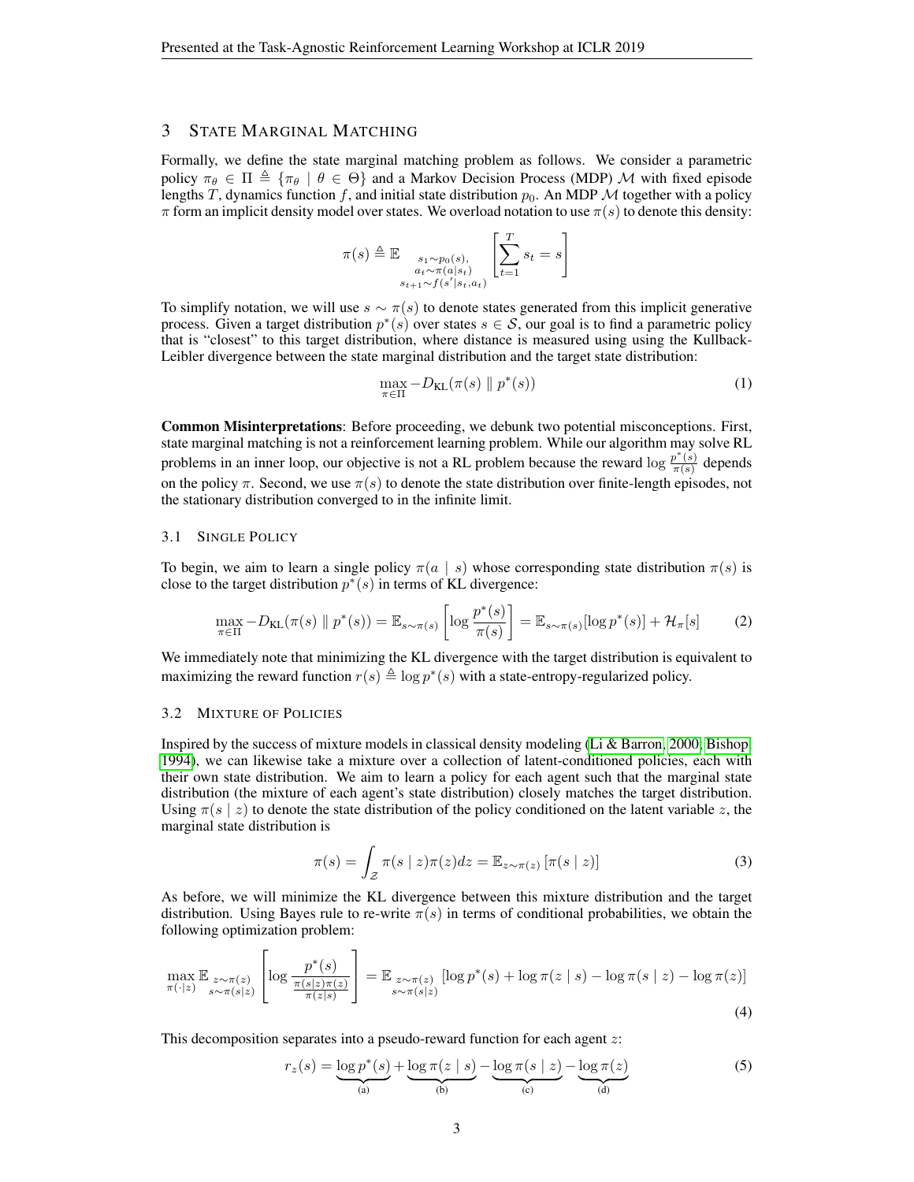## 3 State Marginal Matching

Formally, we define the state marginal matching problem as follows. We consider a parametric policy $\pi_\theta \in \Pi \triangleq \{\pi_\theta \mid \theta \in \Theta\}$ and a Markov Decision Process (MDP) $\mathcal{M}$ with fixed episode lengths $T$, dynamics function $f$, and initial state distribution $p_0$. An MDP $\mathcal{M}$ together with a policy $\pi$ form an implicit density model over states. We overload notation to use $\pi(s)$ to denote this density:

$$\pi(s) \triangleq \mathbb{E}_{\substack{s_1 \sim p_0(s), \\ a_t \sim \pi(a|s_t) \\ s_{t+1} \sim f(s'|s_t, a_t)}} \left[ \sum_{t=1}^{T} s_t = s \right]$$

To simplify notation, we will use $s \sim \pi(s)$ to denote states generated from this implicit generative process. Given a target distribution $p^*(s)$ over states $s \in \mathcal{S}$, our goal is to find a parametric policy that is "closest" to this target distribution, where distance is measured using using the Kullback-Leibler divergence between the state marginal distribution and the target state distribution:

$$\max_{\pi \in \Pi} -D_{\text{KL}}(\pi(s) \parallel p^*(s)) \tag{1}$$

**Common Misinterpretations**: Before proceeding, we debunk two potential misconceptions. First, state marginal matching is not a reinforcement learning problem. While our algorithm may solve RL problems in an inner loop, our objective is not a RL problem because the reward $\log \frac{p^*(s)}{\pi(s)}$ depends on the policy $\pi$. Second, we use $\pi(s)$ to denote the state distribution over finite-length episodes, not the stationary distribution converged to in the infinite limit.

### 3.1 Single Policy

To begin, we aim to learn a single policy $\pi(a \mid s)$ whose corresponding state distribution $\pi(s)$ is close to the target distribution $p^*(s)$ in terms of KL divergence:

$$\max_{\pi \in \Pi} -D_{\text{KL}}(\pi(s) \parallel p^*(s)) = \mathbb{E}_{s \sim \pi(s)} \left[ \log \frac{p^*(s)}{\pi(s)} \right] = \mathbb{E}_{s \sim \pi(s)}[\log p^*(s)] + \mathcal{H}_\pi[s] \tag{2}$$

We immediately note that minimizing the KL divergence with the target distribution is equivalent to maximizing the reward function $r(s) \triangleq \log p^*(s)$ with a state-entropy-regularized policy.

### 3.2 Mixture of Policies

Inspired by the success of mixture models in classical density modeling (Li & Barron, 2000; Bishop, 1994), we can likewise take a mixture over a collection of latent-conditioned policies, each with their own state distribution. We aim to learn a policy for each agent such that the marginal state distribution (the mixture of each agent's state distribution) closely matches the target distribution. Using $\pi(s \mid z)$ to denote the state distribution of the policy conditioned on the latent variable $z$, the marginal state distribution is

$$\pi(s) = \int_{\mathcal{Z}} \pi(s \mid z) \pi(z) dz = \mathbb{E}_{z \sim \pi(z)} [\pi(s \mid z)] \tag{3}$$

As before, we will minimize the KL divergence between this mixture distribution and the target distribution. Using Bayes rule to re-write $\pi(s)$ in terms of conditional probabilities, we obtain the following optimization problem:

$$\max_{\pi(\cdot|z)} \mathbb{E}_{\substack{z \sim \pi(z) \\ s \sim \pi(s|z)}} \left[ \log \frac{p^*(s)}{\frac{\pi(s|z)\pi(z)}{\pi(z|s)}} \right] = \mathbb{E}_{\substack{z \sim \pi(z) \\ s \sim \pi(s|z)}} \left[ \log p^*(s) + \log \pi(z \mid s) - \log \pi(s \mid z) - \log \pi(z) \right] \tag{4}$$

This decomposition separates into a pseudo-reward function for each agent $z$:

$$r_z(s) = \underbrace{\log p^*(s)}_{\text{(a)}} + \underbrace{\log \pi(z \mid s)}_{\text{(b)}} - \underbrace{\log \pi(s \mid z)}_{\text{(c)}} - \underbrace{\log \pi(z)}_{\text{(d)}} \tag{5}$$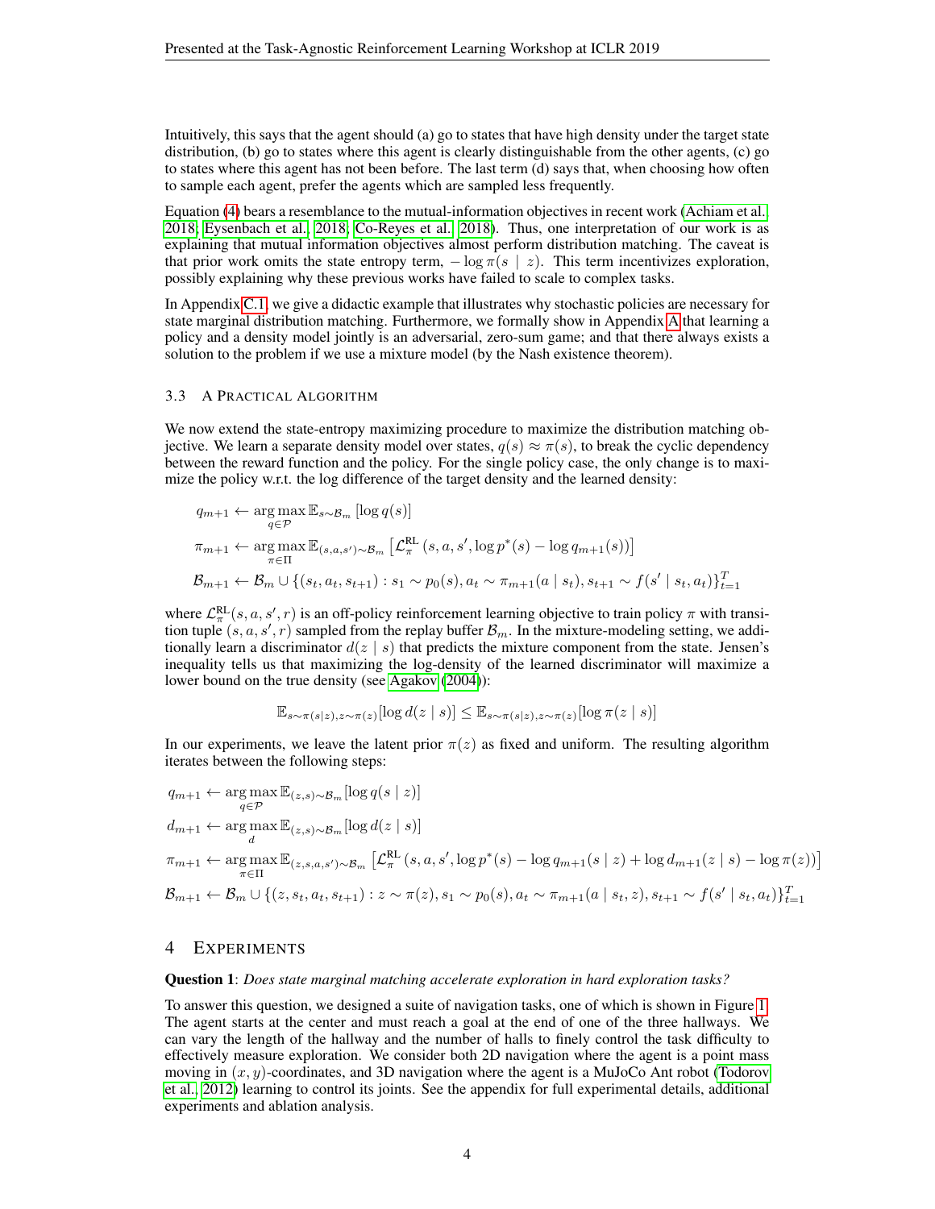Intuitively, this says that the agent should (a) go to states that have high density under the target state distribution, (b) go to states where this agent is clearly distinguishable from the other agents, (c) go to states where this agent has not been before. The last term (d) says that, when choosing how often to sample each agent, prefer the agents which are sampled less frequently.

Equation (4) bears a resemblance to the mutual-information objectives in recent work (Achiam et al., 2018; Eysenbach et al., 2018; Co-Reyes et al., 2018). Thus, one interpretation of our work is as explaining that mutual information objectives almost perform distribution matching. The caveat is that prior work omits the state entropy term, $-\log \pi(s \mid z)$. This term incentivizes exploration, possibly explaining why these previous works have failed to scale to complex tasks.

In Appendix C.1, we give a didactic example that illustrates why stochastic policies are necessary for state marginal distribution matching. Furthermore, we formally show in Appendix A that learning a policy and a density model jointly is an adversarial, zero-sum game; and that there always exists a solution to the problem if we use a mixture model (by the Nash existence theorem).

### 3.3 A Practical Algorithm

We now extend the state-entropy maximizing procedure to maximize the distribution matching objective. We learn a separate density model over states, $q(s) \approx \pi(s)$, to break the cyclic dependency between the reward function and the policy. For the single policy case, the only change is to maximize the policy w.r.t. the log difference of the target density and the learned density:

$$
\begin{aligned}
q_{m+1} &\leftarrow \arg\max_{q \in \mathcal{P}} \mathbb{E}_{s \sim \mathcal{B}_m} \left[ \log q(s) \right] \\
\pi_{m+1} &\leftarrow \arg\max_{\pi \in \Pi} \mathbb{E}_{(s,a,s') \sim \mathcal{B}_m} \left[ \mathcal{L}^{\text{RL}}_{\pi} \left(s, a, s', \log p^*(s) - \log q_{m+1}(s)\right) \right] \\
\mathcal{B}_{m+1} &\leftarrow \mathcal{B}_m \cup \{(s_t, a_t, s_{t+1}) : s_1 \sim p_0(s), a_t \sim \pi_{m+1}(a \mid s_t), s_{t+1} \sim f(s' \mid s_t, a_t)\}_{t=1}^{T}
\end{aligned}
$$

where $\mathcal{L}^{\text{RL}}_{\pi}(s, a, s', r)$ is an off-policy reinforcement learning objective to train policy $\pi$ with transition tuple $(s, a, s', r)$ sampled from the replay buffer $\mathcal{B}_m$. In the mixture-modeling setting, we additionally learn a discriminator $d(z \mid s)$ that predicts the mixture component from the state. Jensen's inequality tells us that maximizing the log-density of the learned discriminator will maximize a lower bound on the true density (see Agakov (2004)):

$$
\mathbb{E}_{s \sim \pi(s|z), z \sim \pi(z)}[\log d(z \mid s)] \leq \mathbb{E}_{s \sim \pi(s|z), z \sim \pi(z)}[\log \pi(z \mid s)]
$$

In our experiments, we leave the latent prior $\pi(z)$ as fixed and uniform. The resulting algorithm iterates between the following steps:

$$
\begin{aligned}
q_{m+1} &\leftarrow \arg\max_{q \in \mathcal{P}} \mathbb{E}_{(z,s) \sim \mathcal{B}_m}[\log q(s \mid z)] \\
d_{m+1} &\leftarrow \arg\max_{d} \mathbb{E}_{(z,s) \sim \mathcal{B}_m}[\log d(z \mid s)] \\
\pi_{m+1} &\leftarrow \arg\max_{\pi \in \Pi} \mathbb{E}_{(z,s,a,s') \sim \mathcal{B}_m} \left[ \mathcal{L}^{\text{RL}}_{\pi} \left(s, a, s', \log p^*(s) - \log q_{m+1}(s \mid z) + \log d_{m+1}(z \mid s) - \log \pi(z)\right) \right] \\
\mathcal{B}_{m+1} &\leftarrow \mathcal{B}_m \cup \{(z, s_t, a_t, s_{t+1}) : z \sim \pi(z), s_1 \sim p_0(s), a_t \sim \pi_{m+1}(a \mid s_t, z), s_{t+1} \sim f(s' \mid s_t, a_t)\}_{t=1}^{T}
\end{aligned}
$$

## 4 Experiments

**Question 1**: *Does state marginal matching accelerate exploration in hard exploration tasks?*

To answer this question, we designed a suite of navigation tasks, one of which is shown in Figure 1. The agent starts at the center and must reach a goal at the end of one of the three hallways. We can vary the length of the hallway and the number of halls to finely control the task difficulty to effectively measure exploration. We consider both 2D navigation where the agent is a point mass moving in $(x, y)$-coordinates, and 3D navigation where the agent is a MuJoCo Ant robot (Todorov et al., 2012) learning to control its joints. See the appendix for full experimental details, additional experiments and ablation analysis.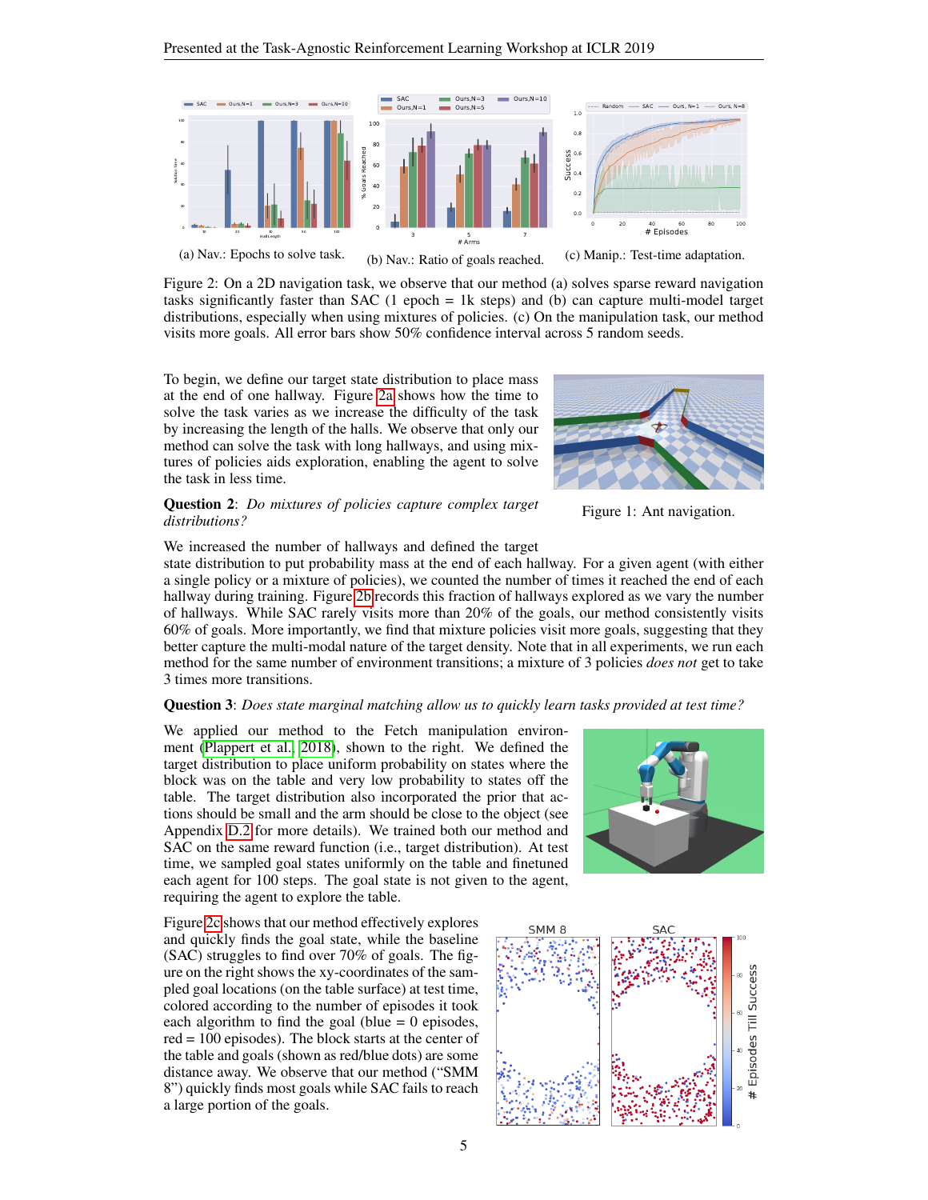(a) Nav.: Epochs to solve task.

(b) Nav.: Ratio of goals reached.

(c) Manip.: Test-time adaptation.

Figure 2: On a 2D navigation task, we observe that our method (a) solves sparse reward navigation tasks significantly faster than SAC (1 epoch = 1k steps) and (b) can capture multi-model target distributions, especially when using mixtures of policies. (c) On the manipulation task, our method visits more goals. All error bars show 50% confidence interval across 5 random seeds.

To begin, we define our target state distribution to place mass at the end of one hallway. Figure 2a shows how the time to solve the task varies as we increase the difficulty of the task by increasing the length of the halls. We observe that only our method can solve the task with long hallways, and using mixtures of policies aids exploration, enabling the agent to solve the task in less time.

Figure 1: Ant navigation.

**Question 2**: *Do mixtures of policies capture complex target distributions?*

We increased the number of hallways and defined the target state distribution to put probability mass at the end of each hallway. For a given agent (with either a single policy or a mixture of policies), we counted the number of times it reached the end of each hallway during training. Figure 2b records this fraction of hallways explored as we vary the number of hallways. While SAC rarely visits more than 20% of the goals, our method consistently visits 60% of goals. More importantly, we find that mixture policies visit more goals, suggesting that they better capture the multi-modal nature of the target density. Note that in all experiments, we run each method for the same number of environment transitions; a mixture of 3 policies *does not* get to take 3 times more transitions.

**Question 3**: *Does state marginal matching allow us to quickly learn tasks provided at test time?*

We applied our method to the Fetch manipulation environment (Plappert et al., 2018), shown to the right. We defined the target distribution to place uniform probability on states where the block was on the table and very low probability to states off the table. The target distribution also incorporated the prior that actions should be small and the arm should be close to the object (see Appendix D.2 for more details). We trained both our method and SAC on the same reward function (i.e., target distribution). At test time, we sampled goal states uniformly on the table and finetuned each agent for 100 steps. The goal state is not given to the agent, requiring the agent to explore the table.

Figure 2c shows that our method effectively explores and quickly finds the goal state, while the baseline (SAC) struggles to find over 70% of goals. The figure on the right shows the xy-coordinates of the sampled goal locations (on the table surface) at test time, colored according to the number of episodes it took each algorithm to find the goal (blue = 0 episodes, red = 100 episodes). The block starts at the center of the table and goals (shown as red/blue dots) are some distance away. We observe that our method ("SMM 8") quickly finds most goals while SAC fails to reach a large portion of the goals.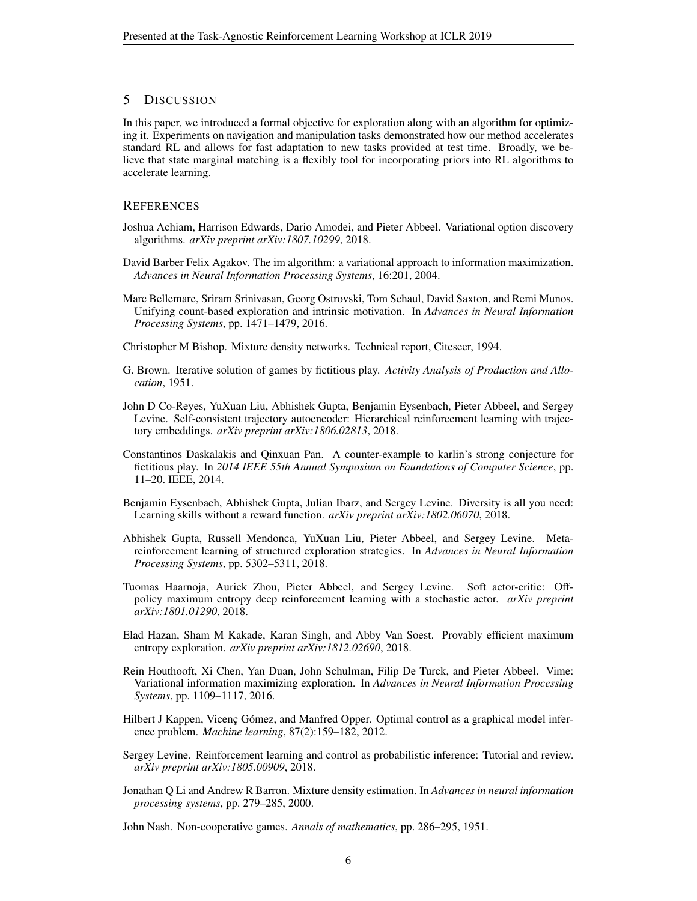## 5 Discussion

In this paper, we introduced a formal objective for exploration along with an algorithm for optimizing it. Experiments on navigation and manipulation tasks demonstrated how our method accelerates standard RL and allows for fast adaptation to new tasks provided at test time. Broadly, we believe that state marginal matching is a flexibly tool for incorporating priors into RL algorithms to accelerate learning.

## References

Joshua Achiam, Harrison Edwards, Dario Amodei, and Pieter Abbeel. Variational option discovery algorithms. *arXiv preprint arXiv:1807.10299*, 2018.

David Barber Felix Agakov. The im algorithm: a variational approach to information maximization. *Advances in Neural Information Processing Systems*, 16:201, 2004.

Marc Bellemare, Sriram Srinivasan, Georg Ostrovski, Tom Schaul, David Saxton, and Remi Munos. Unifying count-based exploration and intrinsic motivation. In *Advances in Neural Information Processing Systems*, pp. 1471–1479, 2016.

Christopher M Bishop. Mixture density networks. Technical report, Citeseer, 1994.

G. Brown. Iterative solution of games by fictitious play. *Activity Analysis of Production and Allocation*, 1951.

John D Co-Reyes, YuXuan Liu, Abhishek Gupta, Benjamin Eysenbach, Pieter Abbeel, and Sergey Levine. Self-consistent trajectory autoencoder: Hierarchical reinforcement learning with trajectory embeddings. *arXiv preprint arXiv:1806.02813*, 2018.

Constantinos Daskalakis and Qinxuan Pan. A counter-example to karlin's strong conjecture for fictitious play. In *2014 IEEE 55th Annual Symposium on Foundations of Computer Science*, pp. 11–20. IEEE, 2014.

Benjamin Eysenbach, Abhishek Gupta, Julian Ibarz, and Sergey Levine. Diversity is all you need: Learning skills without a reward function. *arXiv preprint arXiv:1802.06070*, 2018.

Abhishek Gupta, Russell Mendonca, YuXuan Liu, Pieter Abbeel, and Sergey Levine. Meta-reinforcement learning of structured exploration strategies. In *Advances in Neural Information Processing Systems*, pp. 5302–5311, 2018.

Tuomas Haarnoja, Aurick Zhou, Pieter Abbeel, and Sergey Levine. Soft actor-critic: Off-policy maximum entropy deep reinforcement learning with a stochastic actor. *arXiv preprint arXiv:1801.01290*, 2018.

Elad Hazan, Sham M Kakade, Karan Singh, and Abby Van Soest. Provably efficient maximum entropy exploration. *arXiv preprint arXiv:1812.02690*, 2018.

Rein Houthooft, Xi Chen, Yan Duan, John Schulman, Filip De Turck, and Pieter Abbeel. Vime: Variational information maximizing exploration. In *Advances in Neural Information Processing Systems*, pp. 1109–1117, 2016.

Hilbert J Kappen, Vicenç Gómez, and Manfred Opper. Optimal control as a graphical model inference problem. *Machine learning*, 87(2):159–182, 2012.

Sergey Levine. Reinforcement learning and control as probabilistic inference: Tutorial and review. *arXiv preprint arXiv:1805.00909*, 2018.

Jonathan Q Li and Andrew R Barron. Mixture density estimation. In *Advances in neural information processing systems*, pp. 279–285, 2000.

John Nash. Non-cooperative games. *Annals of mathematics*, pp. 286–295, 1951.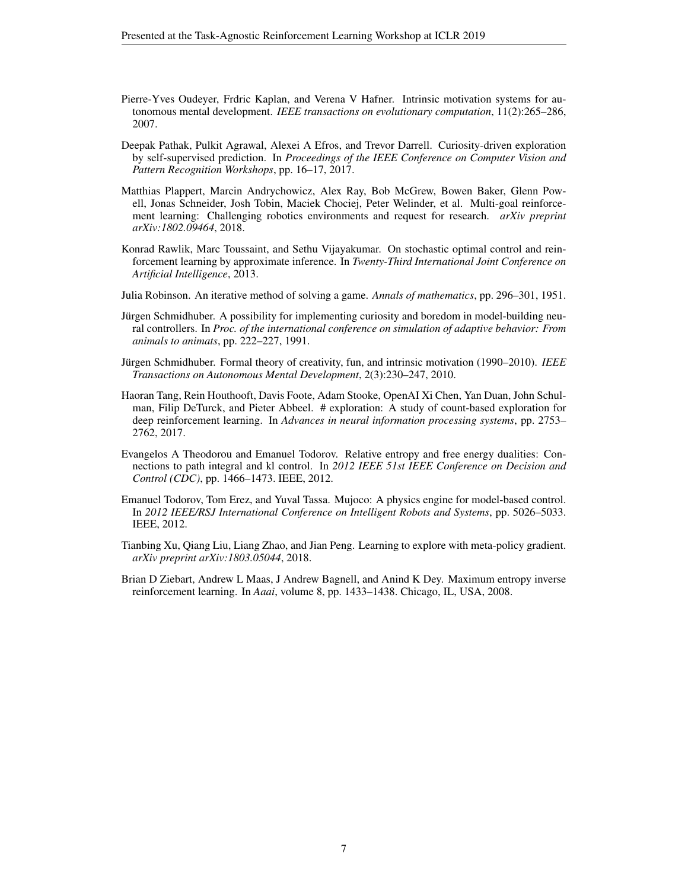Pierre-Yves Oudeyer, Frdric Kaplan, and Verena V Hafner. Intrinsic motivation systems for autonomous mental development. *IEEE transactions on evolutionary computation*, 11(2):265–286, 2007.

Deepak Pathak, Pulkit Agrawal, Alexei A Efros, and Trevor Darrell. Curiosity-driven exploration by self-supervised prediction. In *Proceedings of the IEEE Conference on Computer Vision and Pattern Recognition Workshops*, pp. 16–17, 2017.

Matthias Plappert, Marcin Andrychowicz, Alex Ray, Bob McGrew, Bowen Baker, Glenn Powell, Jonas Schneider, Josh Tobin, Maciek Chociej, Peter Welinder, et al. Multi-goal reinforcement learning: Challenging robotics environments and request for research. *arXiv preprint arXiv:1802.09464*, 2018.

Konrad Rawlik, Marc Toussaint, and Sethu Vijayakumar. On stochastic optimal control and reinforcement learning by approximate inference. In *Twenty-Third International Joint Conference on Artificial Intelligence*, 2013.

Julia Robinson. An iterative method of solving a game. *Annals of mathematics*, pp. 296–301, 1951.

Jürgen Schmidhuber. A possibility for implementing curiosity and boredom in model-building neural controllers. In *Proc. of the international conference on simulation of adaptive behavior: From animals to animats*, pp. 222–227, 1991.

Jürgen Schmidhuber. Formal theory of creativity, fun, and intrinsic motivation (1990–2010). *IEEE Transactions on Autonomous Mental Development*, 2(3):230–247, 2010.

Haoran Tang, Rein Houthooft, Davis Foote, Adam Stooke, OpenAI Xi Chen, Yan Duan, John Schulman, Filip DeTurck, and Pieter Abbeel. # exploration: A study of count-based exploration for deep reinforcement learning. In *Advances in neural information processing systems*, pp. 2753–2762, 2017.

Evangelos A Theodorou and Emanuel Todorov. Relative entropy and free energy dualities: Connections to path integral and kl control. In *2012 IEEE 51st IEEE Conference on Decision and Control (CDC)*, pp. 1466–1473. IEEE, 2012.

Emanuel Todorov, Tom Erez, and Yuval Tassa. Mujoco: A physics engine for model-based control. In *2012 IEEE/RSJ International Conference on Intelligent Robots and Systems*, pp. 5026–5033. IEEE, 2012.

Tianbing Xu, Qiang Liu, Liang Zhao, and Jian Peng. Learning to explore with meta-policy gradient. *arXiv preprint arXiv:1803.05044*, 2018.

Brian D Ziebart, Andrew L Maas, J Andrew Bagnell, and Anind K Dey. Maximum entropy inverse reinforcement learning. In *Aaai*, volume 8, pp. 1433–1438. Chicago, IL, USA, 2008.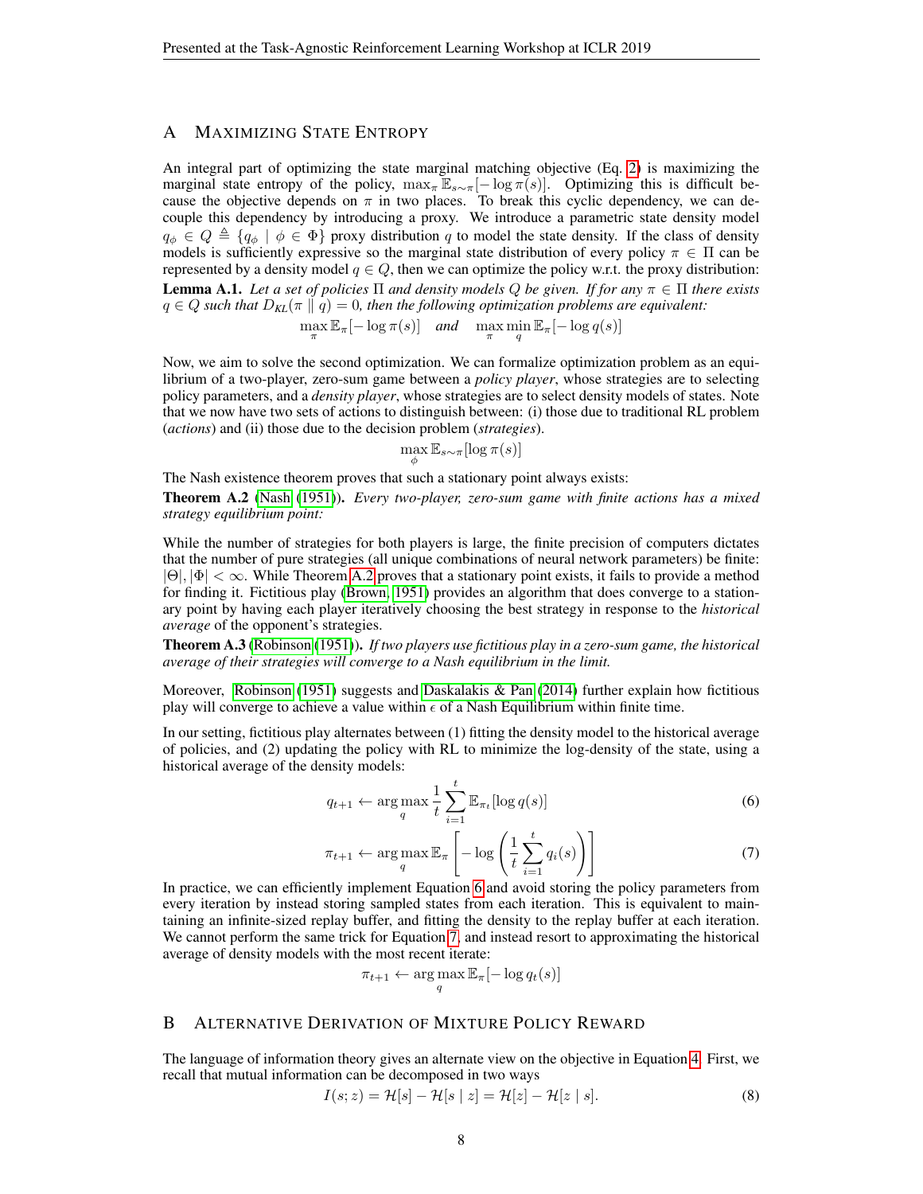## A Maximizing State Entropy

An integral part of optimizing the state marginal matching objective (Eq. 2) is maximizing the marginal state entropy of the policy, $\max_\pi \mathbb{E}_{s\sim\pi}[-\log \pi(s)]$. Optimizing this is difficult because the objective depends on $\pi$ in two places. To break this cyclic dependency, we can decouple this dependency by introducing a proxy. We introduce a parametric state density model $q_\phi \in Q \triangleq \{q_\phi \mid \phi \in \Phi\}$ proxy distribution $q$ to model the state density. If the class of density models is sufficiently expressive so the marginal state distribution of every policy $\pi \in \Pi$ can be represented by a density model $q \in Q$, then we can optimize the policy w.r.t. the proxy distribution:

**Lemma A.1.** *Let a set of policies $\Pi$ and density models $Q$ be given. If for any $\pi \in \Pi$ there exists $q \in Q$ such that $D_{KL}(\pi \parallel q) = 0$, then the following optimization problems are equivalent:*

$$\max_\pi \mathbb{E}_\pi[-\log \pi(s)] \quad \textit{and} \quad \max_\pi \min_q \mathbb{E}_\pi[-\log q(s)]$$

Now, we aim to solve the second optimization. We can formalize optimization problem as an equilibrium of a two-player, zero-sum game between a *policy player*, whose strategies are to selecting policy parameters, and a *density player*, whose strategies are to select density models of states. Note that we now have two sets of actions to distinguish between: (i) those due to traditional RL problem (*actions*) and (ii) those due to the decision problem (*strategies*).

$$\max_\phi \mathbb{E}_{s\sim\pi}[\log \pi(s)]$$

The Nash existence theorem proves that such a stationary point always exists:

**Theorem A.2** (Nash (1951)). *Every two-player, zero-sum game with finite actions has a mixed strategy equilibrium point:*

While the number of strategies for both players is large, the finite precision of computers dictates that the number of pure strategies (all unique combinations of neural network parameters) be finite: $|\Theta|, |\Phi| < \infty$. While Theorem A.2 proves that a stationary point exists, it fails to provide a method for finding it. Fictitious play (Brown, 1951) provides an algorithm that does converge to a stationary point by having each player iteratively choosing the best strategy in response to the *historical average* of the opponent's strategies.

**Theorem A.3** (Robinson (1951)). *If two players use fictitious play in a zero-sum game, the historical average of their strategies will converge to a Nash equilibrium in the limit.*

Moreover, Robinson (1951) suggests and Daskalakis & Pan (2014) further explain how fictitious play will converge to achieve a value within $\epsilon$ of a Nash Equilibrium within finite time.

In our setting, fictitious play alternates between (1) fitting the density model to the historical average of policies, and (2) updating the policy with RL to minimize the log-density of the state, using a historical average of the density models:

$$q_{t+1} \leftarrow \arg\max_q \frac{1}{t} \sum_{i=1}^{t} \mathbb{E}_{\pi_t}[\log q(s)] \tag{6}$$

$$\pi_{t+1} \leftarrow \arg\max_q \mathbb{E}_\pi \left[ -\log \left( \frac{1}{t} \sum_{i=1}^{t} q_i(s) \right) \right] \tag{7}$$

In practice, we can efficiently implement Equation 6 and avoid storing the policy parameters from every iteration by instead storing sampled states from each iteration. This is equivalent to maintaining an infinite-sized replay buffer, and fitting the density to the replay buffer at each iteration. We cannot perform the same trick for Equation 7, and instead resort to approximating the historical average of density models with the most recent iterate:

$$\pi_{t+1} \leftarrow \arg\max_q \mathbb{E}_\pi[-\log q_t(s)]$$

## B Alternative Derivation of Mixture Policy Reward

The language of information theory gives an alternate view on the objective in Equation 4. First, we recall that mutual information can be decomposed in two ways

$$I(s; z) = \mathcal{H}[s] - \mathcal{H}[s \mid z] = \mathcal{H}[z] - \mathcal{H}[z \mid s]. \tag{8}$$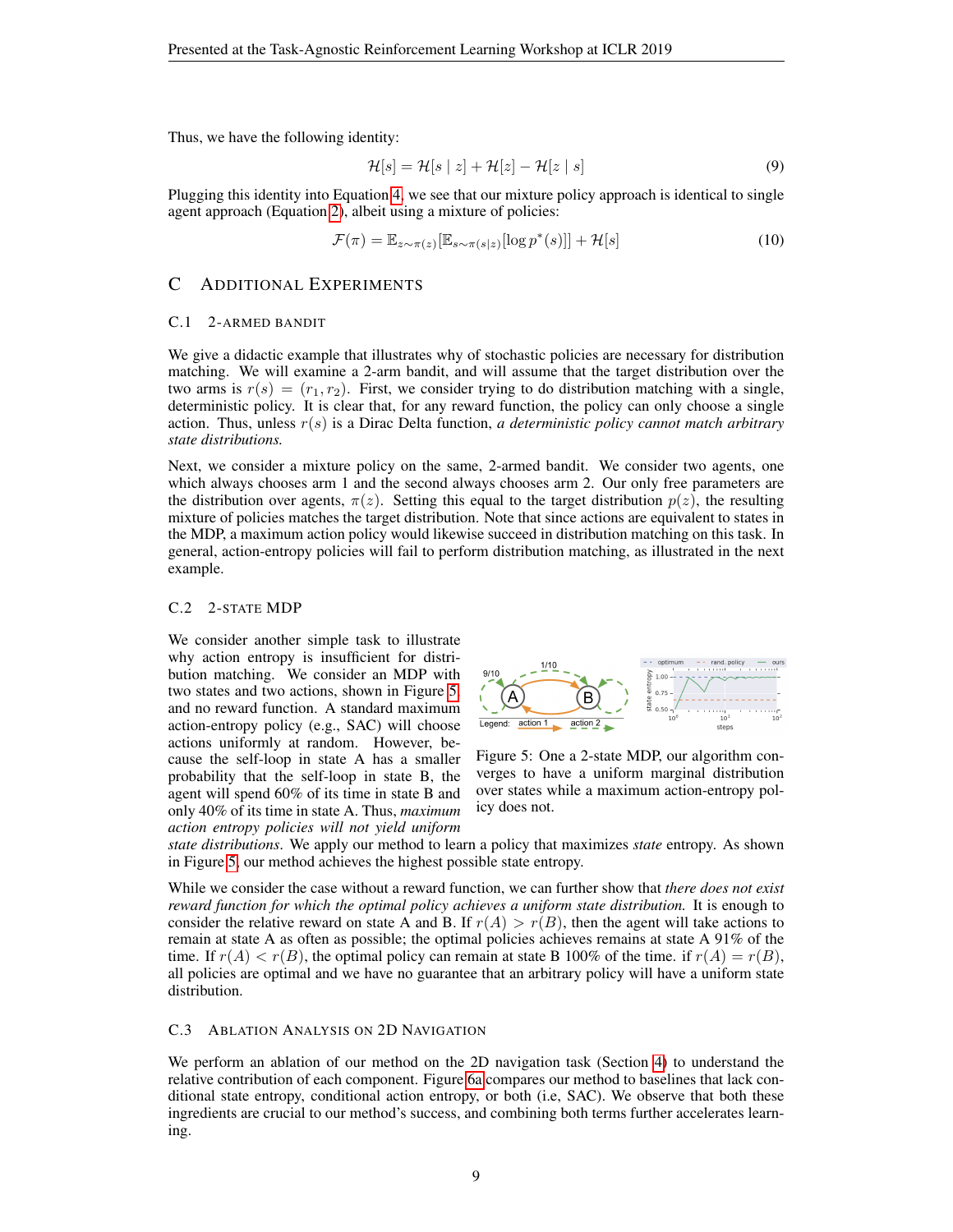Thus, we have the following identity:

$$\mathcal{H}[s] = \mathcal{H}[s \mid z] + \mathcal{H}[z] - \mathcal{H}[z \mid s] \tag{9}$$

Plugging this identity into Equation 4, we see that our mixture policy approach is identical to single agent approach (Equation 2), albeit using a mixture of policies:

$$\mathcal{F}(\pi) = \mathbb{E}_{z \sim \pi(z)}[\mathbb{E}_{s \sim \pi(s|z)}[\log p^*(s)]] + \mathcal{H}[s] \tag{10}$$

# C Additional Experiments

## C.1 2-armed bandit

We give a didactic example that illustrates why of stochastic policies are necessary for distribution matching. We will examine a 2-arm bandit, and will assume that the target distribution over the two arms is $r(s) = (r_1, r_2)$. First, we consider trying to do distribution matching with a single, deterministic policy. It is clear that, for any reward function, the policy can only choose a single action. Thus, unless $r(s)$ is a Dirac Delta function, *a deterministic policy cannot match arbitrary state distributions.*

Next, we consider a mixture policy on the same, 2-armed bandit. We consider two agents, one which always chooses arm 1 and the second always chooses arm 2. Our only free parameters are the distribution over agents, $\pi(z)$. Setting this equal to the target distribution $p(z)$, the resulting mixture of policies matches the target distribution. Note that since actions are equivalent to states in the MDP, a maximum action policy would likewise succeed in distribution matching on this task. In general, action-entropy policies will fail to perform distribution matching, as illustrated in the next example.

## C.2 2-state MDP

We consider another simple task to illustrate why action entropy is insufficient for distribution matching. We consider an MDP with two states and two actions, shown in Figure 5 and no reward function. A standard maximum action-entropy policy (e.g., SAC) will choose actions uniformly at random. However, because the self-loop in state A has a smaller probability that the self-loop in state B, the agent will spend 60% of its time in state B and only 40% of its time in state A. Thus, *maximum action entropy policies will not yield uniform state distributions*. We apply our method to learn a policy that maximizes *state* entropy. As shown in Figure 5, our method achieves the highest possible state entropy.

Figure 5: One a 2-state MDP, our algorithm converges to have a uniform marginal distribution over states while a maximum action-entropy policy does not.

While we consider the case without a reward function, we can further show that *there does not exist reward function for which the optimal policy achieves a uniform state distribution.* It is enough to consider the relative reward on state A and B. If $r(A) > r(B)$, then the agent will take actions to remain at state A as often as possible; the optimal policies achieves remains at state A 91% of the time. If $r(A) < r(B)$, the optimal policy can remain at state B 100% of the time. if $r(A) = r(B)$, all policies are optimal and we have no guarantee that an arbitrary policy will have a uniform state distribution.

## C.3 Ablation Analysis on 2D Navigation

We perform an ablation of our method on the 2D navigation task (Section 4) to understand the relative contribution of each component. Figure 6a compares our method to baselines that lack conditional state entropy, conditional action entropy, or both (i.e, SAC). We observe that both these ingredients are crucial to our method's success, and combining both terms further accelerates learning.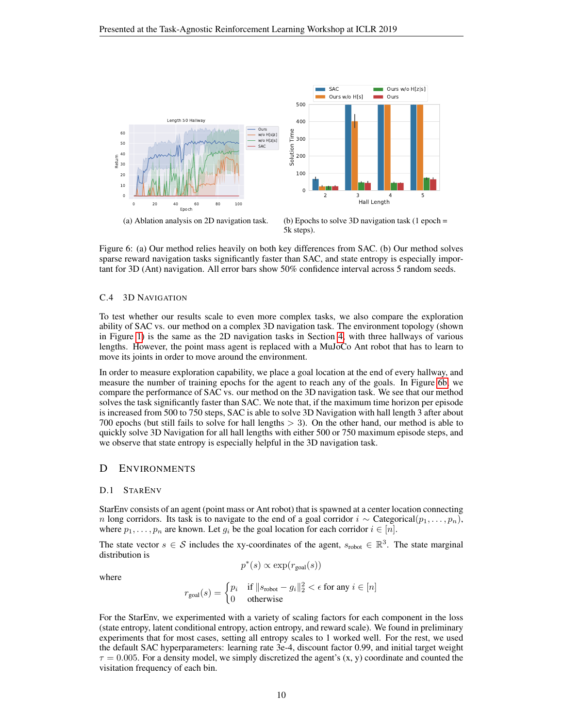(a) Ablation analysis on 2D navigation task.

(b) Epochs to solve 3D navigation task (1 epoch = 5k steps).

Figure 6: (a) Our method relies heavily on both key differences from SAC. (b) Our method solves sparse reward navigation tasks significantly faster than SAC, and state entropy is especially important for 3D (Ant) navigation. All error bars show 50% confidence interval across 5 random seeds.

### C.4 3D Navigation

To test whether our results scale to even more complex tasks, we also compare the exploration ability of SAC vs. our method on a complex 3D navigation task. The environment topology (shown in Figure 1) is the same as the 2D navigation tasks in Section 4, with three hallways of various lengths. However, the point mass agent is replaced with a MuJoCo Ant robot that has to learn to move its joints in order to move around the environment.

In order to measure exploration capability, we place a goal location at the end of every hallway, and measure the number of training epochs for the agent to reach any of the goals. In Figure 6b, we compare the performance of SAC vs. our method on the 3D navigation task. We see that our method solves the task significantly faster than SAC. We note that, if the maximum time horizon per episode is increased from 500 to 750 steps, SAC is able to solve 3D Navigation with hall length 3 after about 700 epochs (but still fails to solve for hall lengths $> 3$). On the other hand, our method is able to quickly solve 3D Navigation for all hall lengths with either 500 or 750 maximum episode steps, and we observe that state entropy is especially helpful in the 3D navigation task.

## D Environments

### D.1 StarEnv

StarEnv consists of an agent (point mass or Ant robot) that is spawned at a center location connecting $n$ long corridors. Its task is to navigate to the end of a goal corridor $i \sim \text{Categorical}(p_1, \ldots, p_n)$, where $p_1, \ldots, p_n$ are known. Let $g_i$ be the goal location for each corridor $i \in [n]$.

The state vector $s \in \mathcal{S}$ includes the xy-coordinates of the agent, $s_{\text{robot}} \in \mathbb{R}^3$. The state marginal distribution is

$$p^*(s) \propto \exp(r_{\text{goal}}(s))$$

where

$$r_{\text{goal}}(s) = \begin{cases} p_i & \text{if } \|s_{\text{robot}} - g_i\|_2^2 < \epsilon \text{ for any } i \in [n] \\ 0 & \text{otherwise} \end{cases}$$

For the StarEnv, we experimented with a variety of scaling factors for each component in the loss (state entropy, latent conditional entropy, action entropy, and reward scale). We found in preliminary experiments that for most cases, setting all entropy scales to 1 worked well. For the rest, we used the default SAC hyperparameters: learning rate 3e-4, discount factor 0.99, and initial target weight $\tau = 0.005$. For a density model, we simply discretized the agent's (x, y) coordinate and counted the visitation frequency of each bin.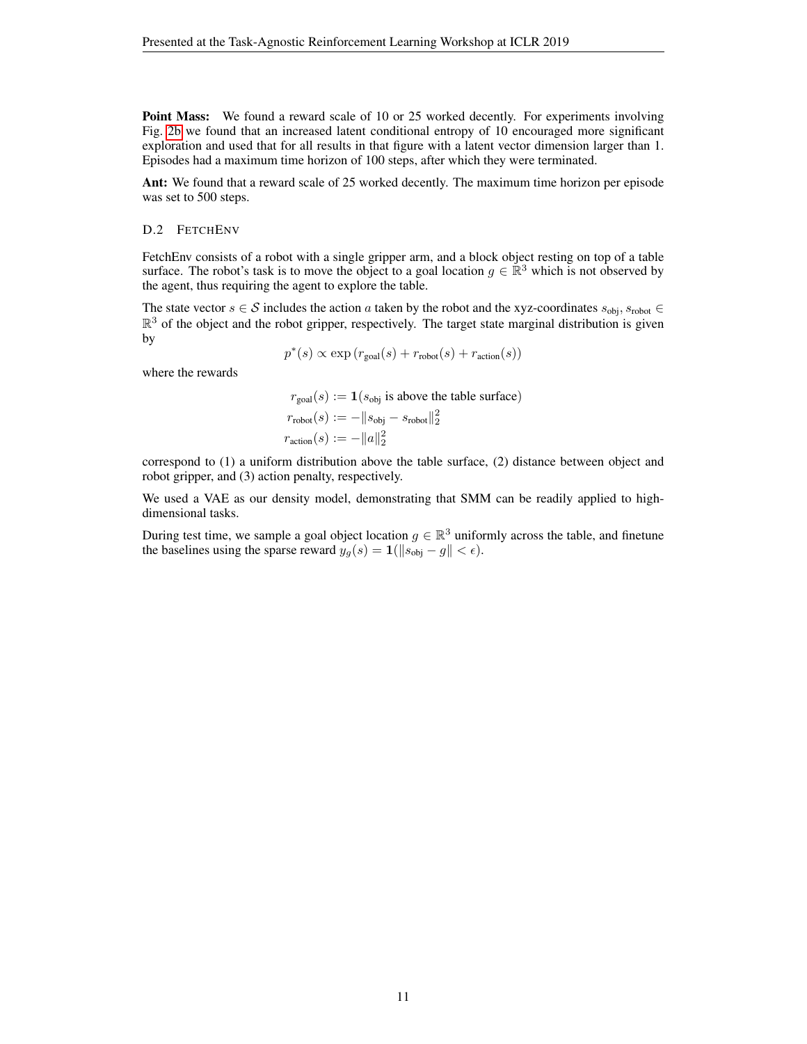**Point Mass:** We found a reward scale of 10 or 25 worked decently. For experiments involving Fig. 2b we found that an increased latent conditional entropy of 10 encouraged more significant exploration and used that for all results in that figure with a latent vector dimension larger than 1. Episodes had a maximum time horizon of 100 steps, after which they were terminated.

**Ant:** We found that a reward scale of 25 worked decently. The maximum time horizon per episode was set to 500 steps.

### D.2 FetchEnv

FetchEnv consists of a robot with a single gripper arm, and a block object resting on top of a table surface. The robot's task is to move the object to a goal location $g \in \mathbb{R}^3$ which is not observed by the agent, thus requiring the agent to explore the table.

The state vector $s \in \mathcal{S}$ includes the action $a$ taken by the robot and the xyz-coordinates $s_{\text{obj}}, s_{\text{robot}} \in \mathbb{R}^3$ of the object and the robot gripper, respectively. The target state marginal distribution is given by

$$p^*(s) \propto \exp\left(r_{\text{goal}}(s) + r_{\text{robot}}(s) + r_{\text{action}}(s)\right)$$

where the rewards

$$\begin{aligned} r_{\text{goal}}(s) &:= \mathbf{1}(s_{\text{obj}} \text{ is above the table surface}) \\ r_{\text{robot}}(s) &:= -\|s_{\text{obj}} - s_{\text{robot}}\|_2^2 \\ r_{\text{action}}(s) &:= -\|a\|_2^2 \end{aligned}$$

correspond to (1) a uniform distribution above the table surface, (2) distance between object and robot gripper, and (3) action penalty, respectively.

We used a VAE as our density model, demonstrating that SMM can be readily applied to high-dimensional tasks.

During test time, we sample a goal object location $g \in \mathbb{R}^3$ uniformly across the table, and finetune the baselines using the sparse reward $y_g(s) = \mathbf{1}(\|s_{\text{obj}} - g\| < \epsilon)$.